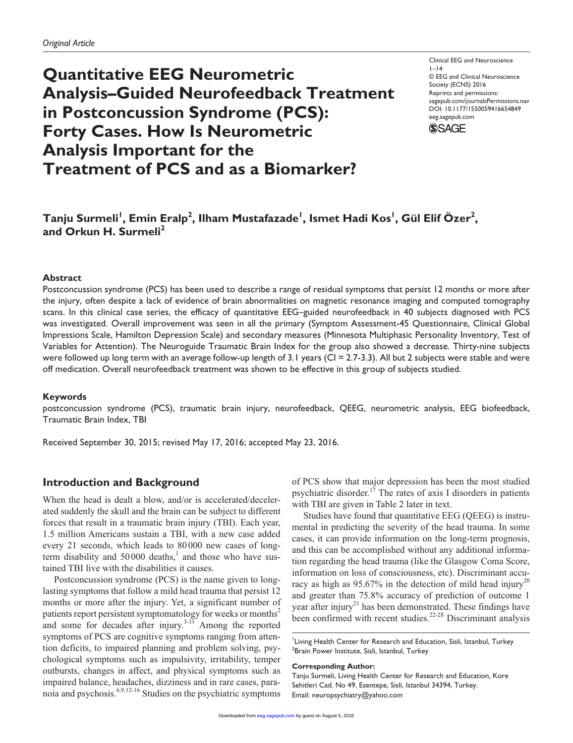*Original Article*

# Quantitative EEG Neurometric Analysis–Guided Neurofeedback Treatment in Postconcussion Syndrome (PCS): Forty Cases. How Is Neurometric Analysis Important for the Treatment of PCS and as a Biomarker?

Clinical EEG and Neuroscience
1–14
© EEG and Clinical Neuroscience Society (ECNS) 2016
Reprints and permissions: sagepub.com/journalsPermissions.nav
DOI: 10.1177/1550059416654849
eeg.sagepub.com

**Tanju Surmeli[1], Emin Eralp[2], Ilham Mustafazade[1], Ismet Hadi Kos[1], Gül Elif Özer[2], and Orkun H. Surmeli[2]**

## Abstract

Postconcussion syndrome (PCS) has been used to describe a range of residual symptoms that persist 12 months or more after the injury, often despite a lack of evidence of brain abnormalities on magnetic resonance imaging and computed tomography scans. In this clinical case series, the efficacy of quantitative EEG–guided neurofeedback in 40 subjects diagnosed with PCS was investigated. Overall improvement was seen in all the primary (Symptom Assessment-45 Questionnaire, Clinical Global Impressions Scale, Hamilton Depression Scale) and secondary measures (Minnesota Multiphasic Personality Inventory, Test of Variables for Attention). The Neuroguide Traumatic Brain Index for the group also showed a decrease. Thirty-nine subjects were followed up long term with an average follow-up length of 3.1 years (CI = 2.7-3.3). All but 2 subjects were stable and were off medication. Overall neurofeedback treatment was shown to be effective in this group of subjects studied.

### Keywords

postconcussion syndrome (PCS), traumatic brain injury, neurofeedback, QEEG, neurometric analysis, EEG biofeedback, Traumatic Brain Index, TBI

Received September 30, 2015; revised May 17, 2016; accepted May 23, 2016.

## Introduction and Background

When the head is dealt a blow, and/or is accelerated/decelerated suddenly the skull and the brain can be subject to different forces that result in a traumatic brain injury (TBI). Each year, 1.5 million Americans sustain a TBI, with a new case added every 21 seconds, which leads to 80 000 new cases of long-term disability and 50 000 deaths,[1] and those who have sustained TBI live with the disabilities it causes.

Postconcussion syndrome (PCS) is the name given to long-lasting symptoms that follow a mild head trauma that persist 12 months or more after the injury. Yet, a significant number of patients report persistent symptomatology for weeks or months[2] and some for decades after injury.[3-11] Among the reported symptoms of PCS are cognitive symptoms ranging from attention deficits, to impaired planning and problem solving, psychological symptoms such as impulsivity, irritability, temper outbursts, changes in affect, and physical symptoms such as impaired balance, headaches, dizziness and in rare cases, paranoia and psychosis.[6,9,12-16] Studies on the psychiatric symptoms of PCS show that major depression has been the most studied psychiatric disorder.[17] The rates of axis I disorders in patients with TBI are given in Table 2 later in text.

Studies have found that quantitative EEG (QEEG) is instrumental in predicting the severity of the head trauma. In some cases, it can provide information on the long-term prognosis, and this can be accomplished without any additional information regarding the head trauma (like the Glasgow Coma Score, information on loss of consciousness, etc). Discriminant accuracy as high as 95.67% in the detection of mild head injury[20] and greater than 75.8% accuracy of prediction of outcome 1 year after injury[21] has been demonstrated. These findings have been confirmed with recent studies.[22-28] Discriminant analysis

[1]Living Health Center for Research and Education, Sisli, Istanbul, Turkey
[2]Brain Power Institute, Sisli, Istanbul, Turkey

**Corresponding Author:**
Tanju Surmeli, Living Health Center for Research and Education, Kore Sehitleri Cad. No 49, Esentepe, Sisli, Istanbul 34394, Turkey.
Email: neuropsychiatry@yahoo.com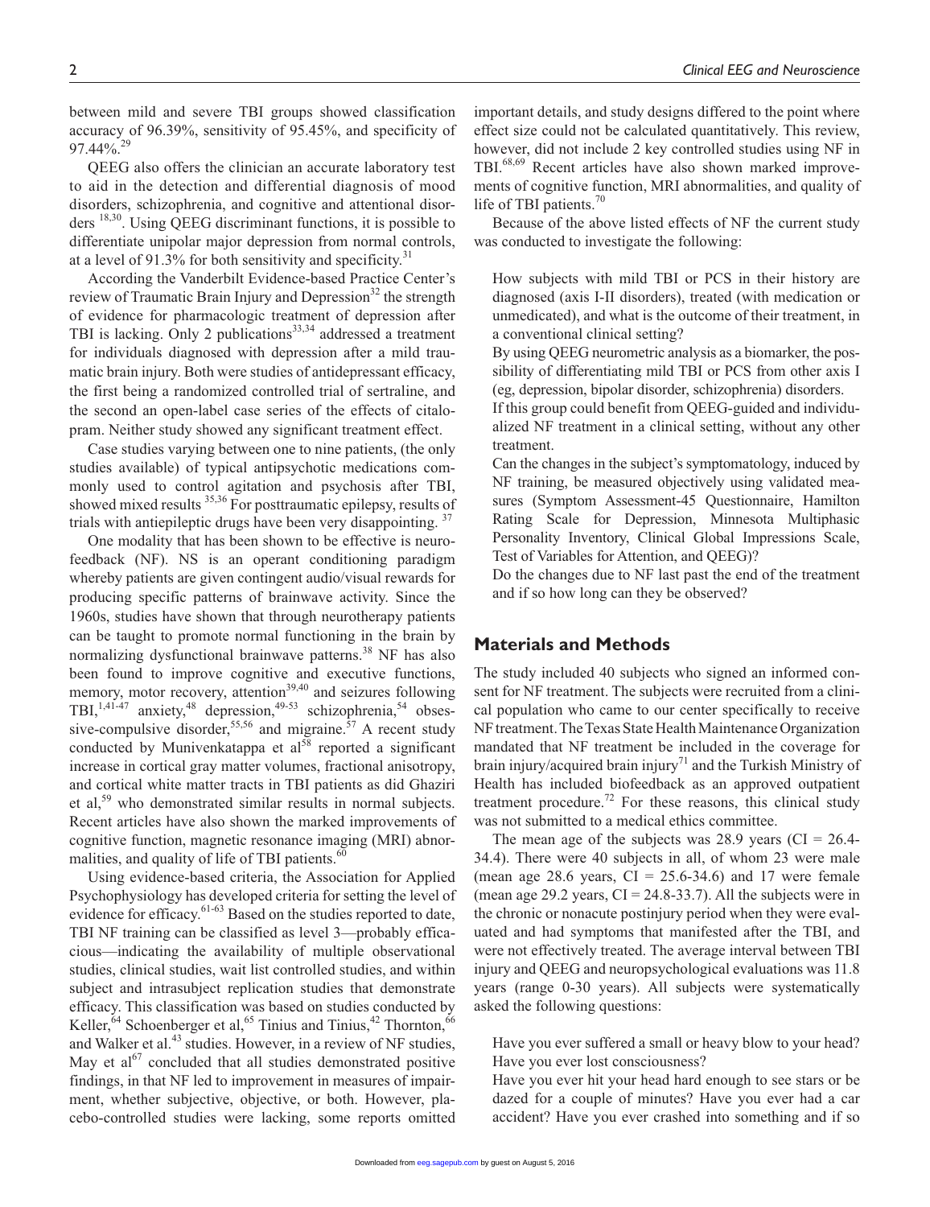between mild and severe TBI groups showed classification accuracy of 96.39%, sensitivity of 95.45%, and specificity of 97.44%.[29]

QEEG also offers the clinician an accurate laboratory test to aid in the detection and differential diagnosis of mood disorders, schizophrenia, and cognitive and attentional disorders [18,30]. Using QEEG discriminant functions, it is possible to differentiate unipolar major depression from normal controls, at a level of 91.3% for both sensitivity and specificity.[31]

According the Vanderbilt Evidence-based Practice Center's review of Traumatic Brain Injury and Depression[32] the strength of evidence for pharmacologic treatment of depression after TBI is lacking. Only 2 publications[33,34] addressed a treatment for individuals diagnosed with depression after a mild traumatic brain injury. Both were studies of antidepressant efficacy, the first being a randomized controlled trial of sertraline, and the second an open-label case series of the effects of citalopram. Neither study showed any significant treatment effect.

Case studies varying between one to nine patients, (the only studies available) of typical antipsychotic medications commonly used to control agitation and psychosis after TBI, showed mixed results [35,36] For posttraumatic epilepsy, results of trials with antiepileptic drugs have been very disappointing. [37]

One modality that has been shown to be effective is neurofeedback (NF). NS is an operant conditioning paradigm whereby patients are given contingent audio/visual rewards for producing specific patterns of brainwave activity. Since the 1960s, studies have shown that through neurotherapy patients can be taught to promote normal functioning in the brain by normalizing dysfunctional brainwave patterns.[38] NF has also been found to improve cognitive and executive functions, memory, motor recovery, attention[39,40] and seizures following TBI,[1,41-47] anxiety,[48] depression,[49-53] schizophrenia,[54] obsessive-compulsive disorder,[55,56] and migraine.[57] A recent study conducted by Munivenkatappa et al[58] reported a significant increase in cortical gray matter volumes, fractional anisotropy, and cortical white matter tracts in TBI patients as did Ghaziri et al,[59] who demonstrated similar results in normal subjects. Recent articles have also shown the marked improvements of cognitive function, magnetic resonance imaging (MRI) abnormalities, and quality of life of TBI patients.[60]

Using evidence-based criteria, the Association for Applied Psychophysiology has developed criteria for setting the level of evidence for efficacy.[61-63] Based on the studies reported to date, TBI NF training can be classified as level 3—probably efficacious—indicating the availability of multiple observational studies, clinical studies, wait list controlled studies, and within subject and intrasubject replication studies that demonstrate efficacy. This classification was based on studies conducted by Keller,[64] Schoenberger et al,[65] Tinius and Tinius,[42] Thornton,[66] and Walker et al.[43] studies. However, in a review of NF studies, May et al[67] concluded that all studies demonstrated positive findings, in that NF led to improvement in measures of impairment, whether subjective, objective, or both. However, placebo-controlled studies were lacking, some reports omitted important details, and study designs differed to the point where effect size could not be calculated quantitatively. This review, however, did not include 2 key controlled studies using NF in TBI.[68,69] Recent articles have also shown marked improvements of cognitive function, MRI abnormalities, and quality of life of TBI patients.[70]

Because of the above listed effects of NF the current study was conducted to investigate the following:

> How subjects with mild TBI or PCS in their history are diagnosed (axis I-II disorders), treated (with medication or unmedicated), and what is the outcome of their treatment, in a conventional clinical setting?
>
> By using QEEG neurometric analysis as a biomarker, the possibility of differentiating mild TBI or PCS from other axis I (eg, depression, bipolar disorder, schizophrenia) disorders.
>
> If this group could benefit from QEEG-guided and individualized NF treatment in a clinical setting, without any other treatment.
>
> Can the changes in the subject's symptomatology, induced by NF training, be measured objectively using validated measures (Symptom Assessment-45 Questionnaire, Hamilton Rating Scale for Depression, Minnesota Multiphasic Personality Inventory, Clinical Global Impressions Scale, Test of Variables for Attention, and QEEG)?
>
> Do the changes due to NF last past the end of the treatment and if so how long can they be observed?

## Materials and Methods

The study included 40 subjects who signed an informed consent for NF treatment. The subjects were recruited from a clinical population who came to our center specifically to receive NF treatment. The Texas State Health Maintenance Organization mandated that NF treatment be included in the coverage for brain injury/acquired brain injury[71] and the Turkish Ministry of Health has included biofeedback as an approved outpatient treatment procedure.[72] For these reasons, this clinical study was not submitted to a medical ethics committee.

The mean age of the subjects was 28.9 years (CI = 26.4-34.4). There were 40 subjects in all, of whom 23 were male (mean age 28.6 years, CI = 25.6-34.6) and 17 were female (mean age 29.2 years, CI = 24.8-33.7). All the subjects were in the chronic or nonacute postinjury period when they were evaluated and had symptoms that manifested after the TBI, and were not effectively treated. The average interval between TBI injury and QEEG and neuropsychological evaluations was 11.8 years (range 0-30 years). All subjects were systematically asked the following questions:

> Have you ever suffered a small or heavy blow to your head? Have you ever lost consciousness?
>
> Have you ever hit your head hard enough to see stars or be dazed for a couple of minutes? Have you ever had a car accident? Have you ever crashed into something and if so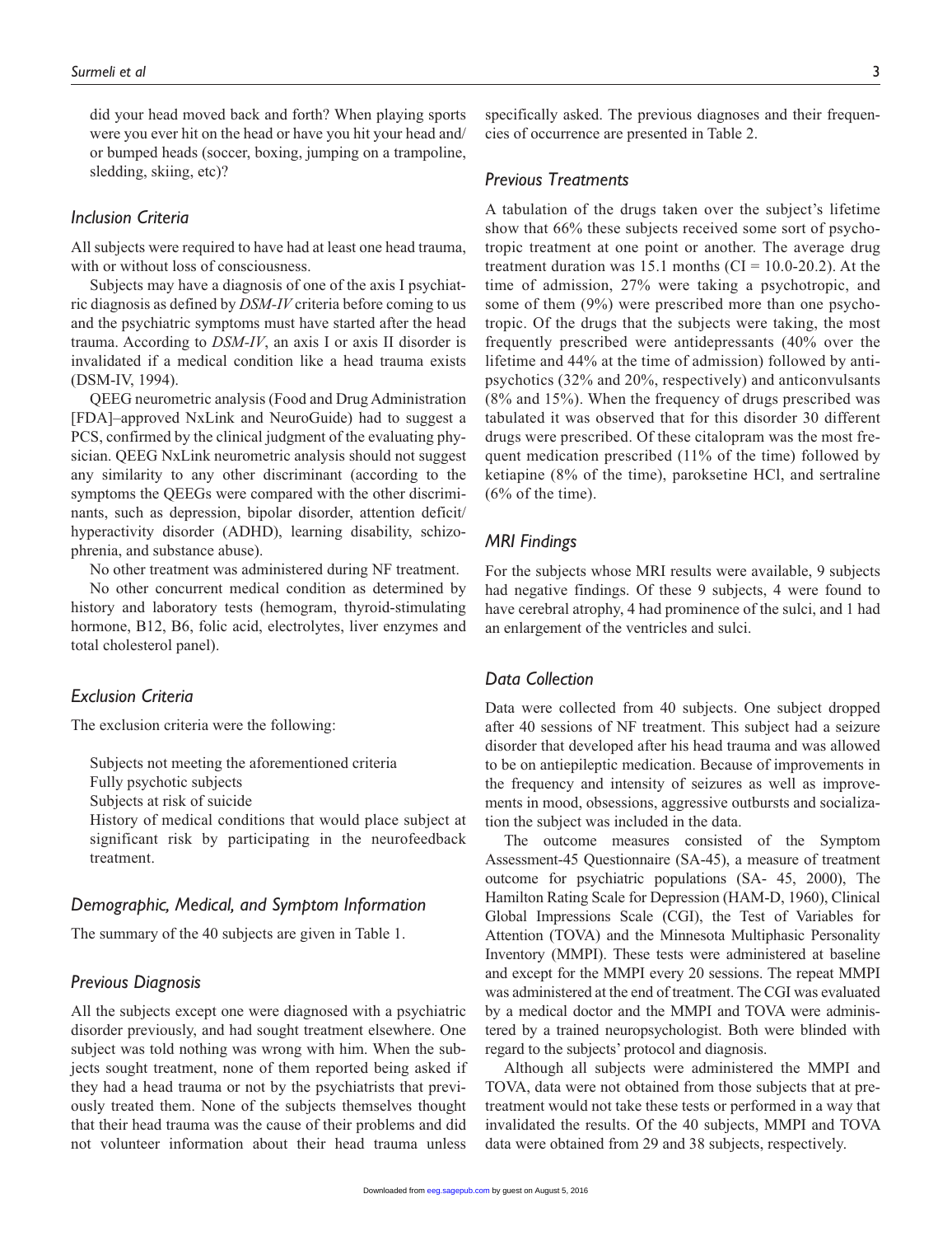did your head moved back and forth? When playing sports were you ever hit on the head or have you hit your head and/or bumped heads (soccer, boxing, jumping on a trampoline, sledding, skiing, etc)?

### Inclusion Criteria

All subjects were required to have had at least one head trauma, with or without loss of consciousness.

Subjects may have a diagnosis of one of the axis I psychiatric diagnosis as defined by *DSM-IV* criteria before coming to us and the psychiatric symptoms must have started after the head trauma. According to *DSM-IV*, an axis I or axis II disorder is invalidated if a medical condition like a head trauma exists (DSM-IV, 1994).

QEEG neurometric analysis (Food and Drug Administration [FDA]–approved NxLink and NeuroGuide) had to suggest a PCS, confirmed by the clinical judgment of the evaluating physician. QEEG NxLink neurometric analysis should not suggest any similarity to any other discriminant (according to the symptoms the QEEGs were compared with the other discriminants, such as depression, bipolar disorder, attention deficit/hyperactivity disorder (ADHD), learning disability, schizophrenia, and substance abuse).

No other treatment was administered during NF treatment.

No other concurrent medical condition as determined by history and laboratory tests (hemogram, thyroid-stimulating hormone, B12, B6, folic acid, electrolytes, liver enzymes and total cholesterol panel).

### Exclusion Criteria

The exclusion criteria were the following:

- Subjects not meeting the aforementioned criteria
- Fully psychotic subjects
- Subjects at risk of suicide
- History of medical conditions that would place subject at significant risk by participating in the neurofeedback treatment.

### Demographic, Medical, and Symptom Information

The summary of the 40 subjects are given in Table 1.

### Previous Diagnosis

All the subjects except one were diagnosed with a psychiatric disorder previously, and had sought treatment elsewhere. One subject was told nothing was wrong with him. When the subjects sought treatment, none of them reported being asked if they had a head trauma or not by the psychiatrists that previously treated them. None of the subjects themselves thought that their head trauma was the cause of their problems and did not volunteer information about their head trauma unless specifically asked. The previous diagnoses and their frequencies of occurrence are presented in Table 2.

### Previous Treatments

A tabulation of the drugs taken over the subject's lifetime show that 66% these subjects received some sort of psychotropic treatment at one point or another. The average drug treatment duration was 15.1 months (CI = 10.0-20.2). At the time of admission, 27% were taking a psychotropic, and some of them (9%) were prescribed more than one psychotropic. Of the drugs that the subjects were taking, the most frequently prescribed were antidepressants (40% over the lifetime and 44% at the time of admission) followed by antipsychotics (32% and 20%, respectively) and anticonvulsants (8% and 15%). When the frequency of drugs prescribed was tabulated it was observed that for this disorder 30 different drugs were prescribed. Of these citalopram was the most frequent medication prescribed (11% of the time) followed by ketiapine (8% of the time), paroksetine HCl, and sertraline (6% of the time).

### MRI Findings

For the subjects whose MRI results were available, 9 subjects had negative findings. Of these 9 subjects, 4 were found to have cerebral atrophy, 4 had prominence of the sulci, and 1 had an enlargement of the ventricles and sulci.

### Data Collection

Data were collected from 40 subjects. One subject dropped after 40 sessions of NF treatment. This subject had a seizure disorder that developed after his head trauma and was allowed to be on antiepileptic medication. Because of improvements in the frequency and intensity of seizures as well as improvements in mood, obsessions, aggressive outbursts and socialization the subject was included in the data.

The outcome measures consisted of the Symptom Assessment-45 Questionnaire (SA-45), a measure of treatment outcome for psychiatric populations (SA- 45, 2000), The Hamilton Rating Scale for Depression (HAM-D, 1960), Clinical Global Impressions Scale (CGI), the Test of Variables for Attention (TOVA) and the Minnesota Multiphasic Personality Inventory (MMPI). These tests were administered at baseline and except for the MMPI every 20 sessions. The repeat MMPI was administered at the end of treatment. The CGI was evaluated by a medical doctor and the MMPI and TOVA were administered by a trained neuropsychologist. Both were blinded with regard to the subjects' protocol and diagnosis.

Although all subjects were administered the MMPI and TOVA, data were not obtained from those subjects that at pretreatment would not take these tests or performed in a way that invalidated the results. Of the 40 subjects, MMPI and TOVA data were obtained from 29 and 38 subjects, respectively.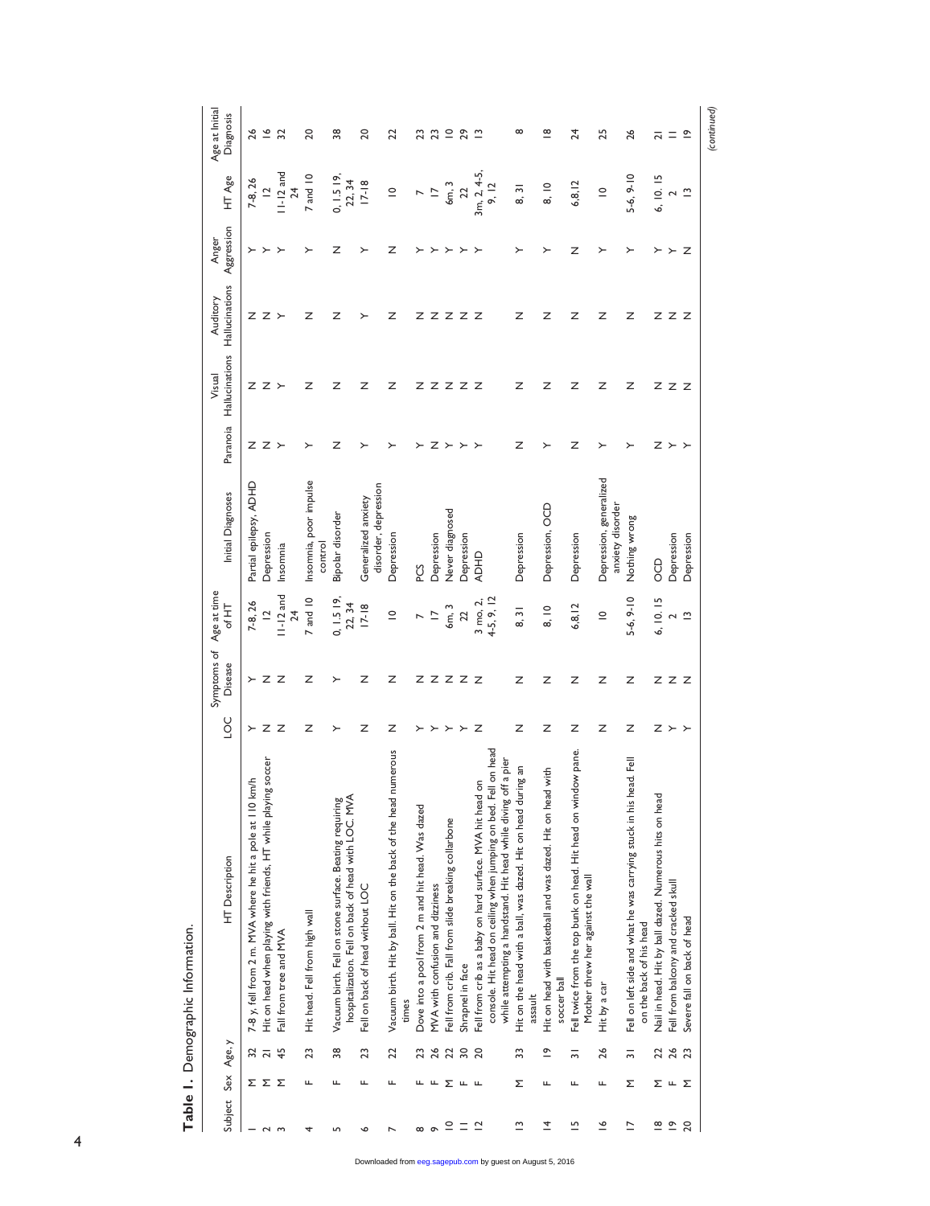**Table 1.** Demographic Information.

| Subject | Sex | Age, y | HT Description | LOC | Symptoms of Disease | Age at time of HT | Initial Diagnoses | Paranoia | Visual Hallucinations | Auditory Hallucinations | Anger Aggression | HT Age | Age at Initial Diagnosis |
|---|---|---|---|---|---|---|---|---|---|---|---|---|---|
| 1 | M | 32 | 7-8 y, fell from 2 m. MVA where he hit a pole at 110 km/h | Y | Y | 7-8, 26 | Partial epilepsy, ADHD | N | N | N | Y | 7-8, 26 | 26 |
| 2 | M | 21 | Hit on head when playing with friends, HT while playing soccer | N | N | 12 | Depression | N | N | N | Y | 12 | 16 |
| 3 | M | 45 | Fall from tree and MVA | N | N | 11-12 and 24 | Insomnia | Y | Y | Y | Y | 11-12 and 24 | 32 |
| 4 | F | 23 | Hit head. Fell from high wall | N | N | 7 and 10 | Insomnia, poor impulse control | Y | N | N | Y | 7 and 10 | 20 |
| 5 | F | 38 | Vacuum birth. Fell on stone surface. Beating requiring hospitalization. Fell on back of head with LOC. MVA | Y | Y | 0, 1.5 19, 22, 34 | Bipolar disorder | N | N | N | N | 0, 1.5 19, 22, 34 | 38 |
| 6 | F | 23 | Fell on back of head without LOC | N | N | 17-18 | Generalized anxiety disorder, depression | Y | N | Y | Y | 17-18 | 20 |
| 7 | F | 22 | Vacuum birth. Hit by ball. Hit on the back of the head numerous times | N | N | 10 | Depression | Y | N | N | N | 10 | 22 |
| 8 | F | 23 | Dove into a pool from 2 m and hit head. Was dazed | Y | N | 7 | PCS | Y | N | N | Y | 7 | 23 |
| 9 | F | 26 | MVA with confusion and dizziness | Y | N | 17 | Depression | N | N | N | Y | 17 | 23 |
| 10 | M | 22 | Fell from crib. Fall from slide breaking collarbone | Y | N | 6m, 3 | Never diagnosed | Y | N | N | Y | 6m, 3 | 10 |
| 11 | F | 30 | Shrapnel in face | Y | N | 22 | Depression | Y | N | N | Y | 22 | 29 |
| 12 | F | 20 | Fell from crib as a baby on hard surface. MVA hit head on console. Hit head on ceiling when jumping on bed. Fell on head while attempting a handstand. Hit head while diving off a pier | N | N | 3 mo, 2, 4-5, 9, 12 | ADHD | Y | N | N | Y | 3m, 2, 4-5, 9, 12 | 13 |
| 13 | M | 33 | Hit on the head with a ball, was dazed. Hit on head during an assault | N | N | 8, 31 | Depression | N | N | N | Y | 8, 31 | 8 |
| 14 | F | 19 | Hit on head with basketball and was dazed. Hit on head with soccer ball | N | N | 8, 10 | Depression, OCD | Y | N | N | Y | 8, 10 | 18 |
| 15 | F | 31 | Fell twice from the top bunk on head. Hit head on window pane. Mother threw her against the wall | N | N | 6,8,12 | Depression | N | N | N | N | 6,8,12 | 24 |
| 16 | F | 26 | Hit by a car | N | N | 10 | Depression, generalized anxiety disorder | Y | N | N | Y | 10 | 25 |
| 17 | M | 31 | Fell on left side and what he was carrying stuck in his head. Fell on the back of his head | N | N | 5-6, 9-10 | Nothing wrong | Y | N | N | Y | 5-6, 9-10 | 26 |
| 18 | M | 22 | Nail in head. Hit by ball dazed. Numerous hits on head | N | N | 6, 10, 15 | OCD | N | N | N | Y | 6, 10, 15 | 21 |
| 19 | F | 26 | Fell from balcony and cracked skull | Y | N | 2 | Depression | Y | N | N | Y | 2 | 11 |
| 20 | M | 23 | Severe fall on back of head | Y | N | 13 | Depression | Y | N | N | N | 13 | 19 |

(continued)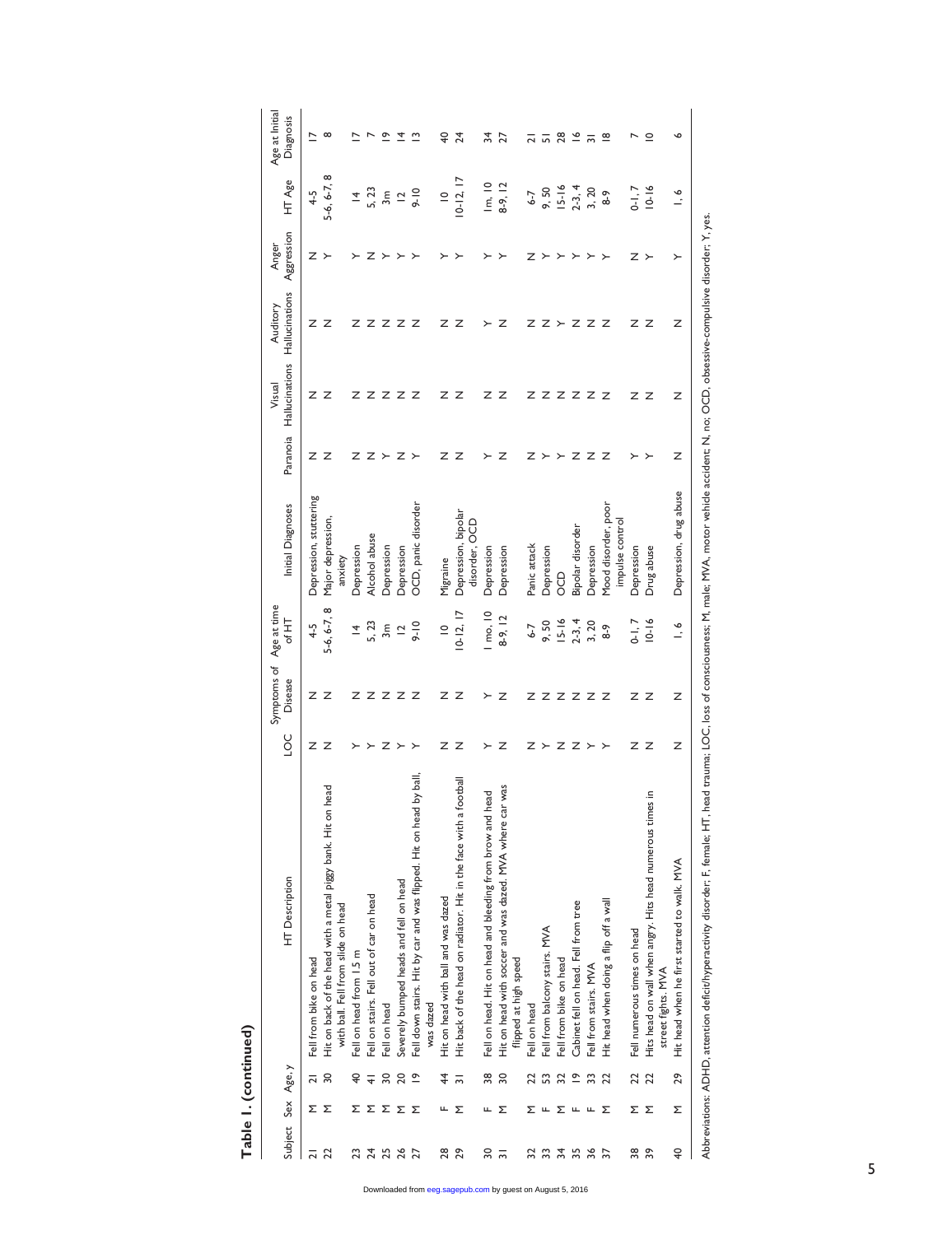**Table 1. (continued)**

| Subject | Sex | Age, y | HT Description | LOC | Symptoms of Disease | Age at time of HT | Initial Diagnoses | Paranoia | Visual Hallucinations | Auditory Hallucinations | Anger Aggression | HT Age | Age at Initial Diagnosis |
|---|---|---|---|---|---|---|---|---|---|---|---|---|---|
| 21 | M | 21 | Fell from bike on head | N | N | 4-5 | Depression, stuttering | N | N | N | N | 4-5 | 17 |
| 22 | M | 30 | Hit on back of the head with a metal piggy bank. Hit on head with ball. Fell from slide on head | N | N | 5-6, 6-7, 8 | Major depression, anxiety | N | N | N | Y | 5-6, 6-7, 8 | 8 |
| 23 | M | 40 | Fell on head from 1.5 m | Y | N | 14 | Depression | N | N | N | Y | 14 | 17 |
| 24 | M | 41 | Fell on stairs. Fell out of car on head | Y | N | 5, 23 | Alcohol abuse | N | N | N | N | 5, 23 | 7 |
| 25 | M | 30 | Fell on head | N | N | 3m | Depression | Y | N | N | Y | 3m | 19 |
| 26 | M | 20 | Severely bumped heads and fell on head | Y | N | 12 | Depression | N | N | N | Y | 12 | 14 |
| 27 | M | 19 | Fell down stairs. Hit by car and was flipped. Hit on head by ball, was dazed | Y | N | 9-10 | OCD, panic disorder | Y | N | N | Y | 9-10 | 13 |
| 28 | F | 44 | Hit on head with ball and was dazed | N | N | 10 | Migraine | N | N | N | Y | 10 | 40 |
| 29 | M | 31 | Hit back of the head on radiator. Hit in the face with a football | N | N | 10-12, 17 | Depression, bipolar disorder, OCD | N | N | N | Y | 10-12, 17 | 24 |
| 30 | F | 38 | Fell on head. Hit on head and bleeding from brow and head | Y | Y | 1 mo, 10 | Depression | Y | N | Y | Y | 1m, 10 | 34 |
| 31 | M | 30 | Hit on head with soccer and was dazed. MVA where car was flipped at high speed | N | N | 8-9, 12 | Depression | N | N | N | Y | 8-9, 12 | 27 |
| 32 | M | 22 | Fell on head | N | N | 6-7 | Panic attack | N | N | N | N | 6-7 | 21 |
| 33 | F | 53 | Fell from balcony stairs. MVA | Y | N | 9, 50 | Depression | Y | N | N | Y | 9, 50 | 51 |
| 34 | M | 32 | Fell from bike on head | N | N | 15-16 | OCD | Y | N | Y | Y | 15-16 | 28 |
| 35 | F | 19 | Cabinet fell on head. Fell from tree | N | N | 2-3, 4 | Bipolar disorder | N | N | N | Y | 2-3, 4 | 16 |
| 36 | F | 33 | Fell from stairs. MVA | Y | N | 3, 20 | Depression | N | N | N | Y | 3, 20 | 31 |
| 37 | M | 22 | Hit head when doing a flip off a wall | Y | N | 8-9 | Mood disorder, poor impulse control | N | N | N | Y | 8-9 | 18 |
| 38 | M | 22 | Fell numerous times on head | N | N | 0-1, 7 | Depression | Y | N | N | N | 0-1, 7 | 7 |
| 39 | M | 22 | Hits head on wall when angry. Hits head numerous times in street fights. MVA | N | N | 10-16 | Drug abuse | Y | N | N | Y | 10-16 | 10 |
| 40 | M | 29 | Hit head when he first started to walk. MVA | N | N | 1, 6 | Depression, drug abuse | N | N | N | Y | 1, 6 | 6 |

Abbreviations: ADHD, attention deficit/hyperactivity disorder; F, female; HT, head trauma; LOC, loss of consciousness; M, male; MVA, motor vehicle accident; N, no; OCD, obsessive-compulsive disorder; Y, yes.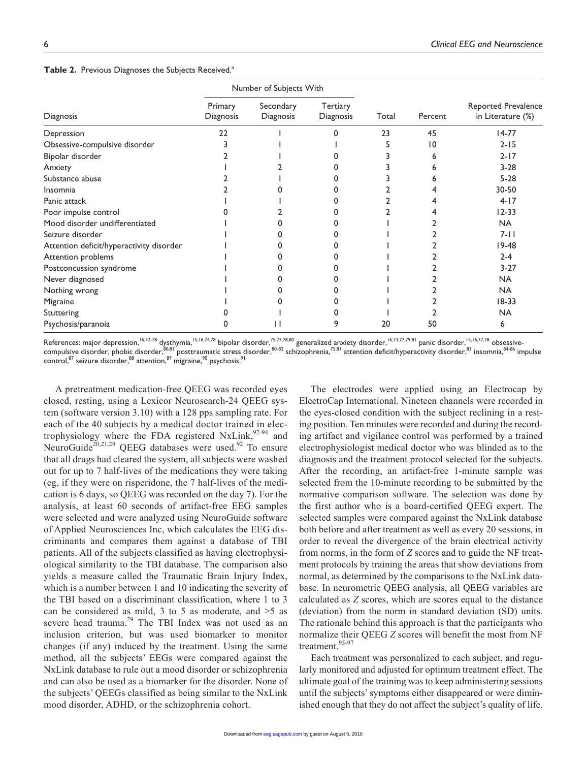**Table 2.** Previous Diagnoses the Subjects Received.[a]

| Diagnosis | Number of Subjects With | | | Total | Percent | Reported Prevalence in Literature (%) |
|---|---|---|---|---|---|---|
| | Primary Diagnosis | Secondary Diagnosis | Tertiary Diagnosis | | | |
| Depression | 22 | 1 | 0 | 23 | 45 | 14-77 |
| Obsessive-compulsive disorder | 3 | 1 | 1 | 5 | 10 | 2-15 |
| Bipolar disorder | 2 | 1 | 0 | 3 | 6 | 2-17 |
| Anxiety | 1 | 2 | 0 | 3 | 6 | 3-28 |
| Substance abuse | 2 | 1 | 0 | 3 | 6 | 5-28 |
| Insomnia | 2 | 0 | 0 | 2 | 4 | 30-50 |
| Panic attack | 1 | 1 | 0 | 2 | 4 | 4-17 |
| Poor impulse control | 0 | 2 | 0 | 2 | 4 | 12-33 |
| Mood disorder undifferentiated | 1 | 0 | 0 | 1 | 2 | NA |
| Seizure disorder | 1 | 0 | 0 | 1 | 2 | 7-11 |
| Attention deficit/hyperactivity disorder | 1 | 0 | 0 | 1 | 2 | 19-48 |
| Attention problems | 1 | 0 | 0 | 1 | 2 | 2-4 |
| Postconcussion syndrome | 1 | 0 | 0 | 1 | 2 | 3-27 |
| Never diagnosed | 1 | 0 | 0 | 1 | 2 | NA |
| Nothing wrong | 1 | 0 | 0 | 1 | 2 | NA |
| Migraine | 1 | 0 | 0 | 1 | 2 | 18-33 |
| Stuttering | 0 | 1 | 0 | 1 | 2 | NA |
| Psychosis/paranoia | 0 | 11 | 9 | 20 | 50 | 6 |

References: major depression,[16,72-78] dysthymia,[15,16,74,78] bipolar disorder,[75,77,78,80] generalized anxiety disorder,[16,73,77,79,81] panic disorder,[15,16,77,78] obsessive-compulsive disorder, phobic disorder,[80,81] posttraumatic stress disorder,[80-82] schizophrenia,[75,81] attention deficit/hyperactivity disorder,[83] insomnia,[84-86] impulse control,[87] seizure disorder,[88] attention,[89] migraine,[90] psychosis.[91]

A pretreatment medication-free QEEG was recorded eyes closed, resting, using a Lexicor Neurosearch-24 QEEG system (software version 3.10) with a 128 pps sampling rate. For each of the 40 subjects by a medical doctor trained in electrophysiology where the FDA registered NxLink,[92-94] and NeuroGuide[20,21,29] QEEG databases were used.[92] To ensure that all drugs had cleared the system, all subjects were washed out for up to 7 half-lives of the medications they were taking (eg, if they were on risperidone, the 7 half-lives of the medication is 6 days, so QEEG was recorded on the day 7). For the analysis, at least 60 seconds of artifact-free EEG samples were selected and were analyzed using NeuroGuide software of Applied Neurosciences Inc, which calculates the EEG discriminants and compares them against a database of TBI patients. All of the subjects classified as having electrophysiological similarity to the TBI database. The comparison also yields a measure called the Traumatic Brain Injury Index, which is a number between 1 and 10 indicating the severity of the TBI based on a discriminant classification, where 1 to 3 can be considered as mild, 3 to 5 as moderate, and >5 as severe head trauma.[29] The TBI Index was not used as an inclusion criterion, but was used biomarker to monitor changes (if any) induced by the treatment. Using the same method, all the subjects' EEGs were compared against the NxLink database to rule out a mood disorder or schizophrenia and can also be used as a biomarker for the disorder. None of the subjects' QEEGs classified as being similar to the NxLink mood disorder, ADHD, or the schizophrenia cohort.

The electrodes were applied using an Electrocap by ElectroCap International. Nineteen channels were recorded in the eyes-closed condition with the subject reclining in a resting position. Ten minutes were recorded and during the recording artifact and vigilance control was performed by a trained electrophysiologist medical doctor who was blinded as to the diagnosis and the treatment protocol selected for the subjects. After the recording, an artifact-free 1-minute sample was selected from the 10-minute recording to be submitted by the normative comparison software. The selection was done by the first author who is a board-certified QEEG expert. The selected samples were compared against the NxLink database both before and after treatment as well as every 20 sessions, in order to reveal the divergence of the brain electrical activity from norms, in the form of *Z* scores and to guide the NF treatment protocols by training the areas that show deviations from normal, as determined by the comparisons to the NxLink database. In neurometric QEEG analysis, all QEEG variables are calculated as *Z* scores, which are scores equal to the distance (deviation) from the norm in standard deviation (SD) units. The rationale behind this approach is that the participants who normalize their QEEG *Z* scores will benefit the most from NF treatment.[95-97]

Each treatment was personalized to each subject, and regularly monitored and adjusted for optimum treatment effect. The ultimate goal of the training was to keep administering sessions until the subjects' symptoms either disappeared or were diminished enough that they do not affect the subject's quality of life.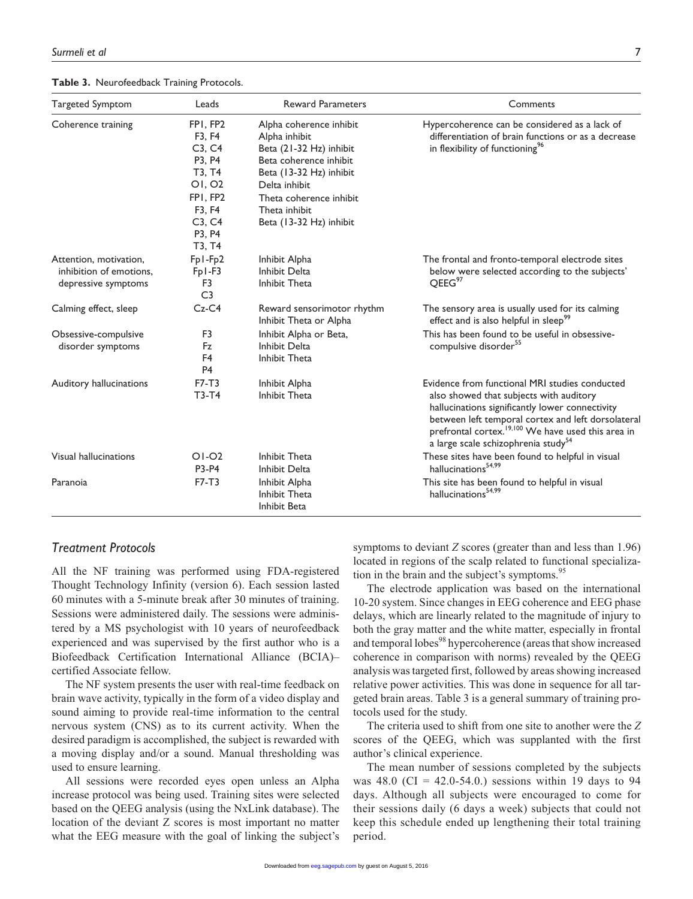**Table 3.** Neurofeedback Training Protocols.

| Targeted Symptom | Leads | Reward Parameters | Comments |
|---|---|---|---|
| Coherence training | FP1, FP2<br>F3, F4<br>C3, C4<br>P3, P4<br>T3, T4<br>O1, O2<br>FP1, FP2<br>F3, F4<br>C3, C4<br>P3, P4<br>T3, T4 | Alpha coherence inhibit<br>Alpha inhibit<br>Beta (21-32 Hz) inhibit<br>Beta coherence inhibit<br>Beta (13-32 Hz) inhibit<br>Delta inhibit<br>Theta coherence inhibit<br>Theta inhibit<br>Beta (13-32 Hz) inhibit | Hypercoherence can be considered as a lack of differentiation of brain functions or as a decrease in flexibility of functioning[96] |
| Attention, motivation, inhibition of emotions, depressive symptoms | Fp1-Fp2<br>Fp1-F3<br>F3<br>C3 | Inhibit Alpha<br>Inhibit Delta<br>Inhibit Theta | The frontal and fronto-temporal electrode sites below were selected according to the subjects' QEEG[97] |
| Calming effect, sleep | Cz-C4 | Reward sensorimotor rhythm<br>Inhibit Theta or Alpha | The sensory area is usually used for its calming effect and is also helpful in sleep[99] |
| Obsessive-compulsive disorder symptoms | F3<br>Fz<br>F4<br>P4 | Inhibit Alpha or Beta,<br>Inhibit Delta<br>Inhibit Theta | This has been found to be useful in obsessive-compulsive disorder[55] |
| Auditory hallucinations | F7-T3<br>T3-T4 | Inhibit Alpha<br>Inhibit Theta | Evidence from functional MRI studies conducted also showed that subjects with auditory hallucinations significantly lower connectivity between left temporal cortex and left dorsolateral prefrontal cortex.[19,100] We have used this area in a large scale schizophrenia study[54] |
| Visual hallucinations | O1-O2<br>P3-P4 | Inhibit Theta<br>Inhibit Delta | These sites have been found to helpful in visual hallucinations[54,99] |
| Paranoia | F7-T3 | Inhibit Alpha<br>Inhibit Theta<br>Inhibit Beta | This site has been found to helpful in visual hallucinations[54,99] |

### *Treatment Protocols*

All the NF training was performed using FDA-registered Thought Technology Infinity (version 6). Each session lasted 60 minutes with a 5-minute break after 30 minutes of training. Sessions were administered daily. The sessions were administered by a MS psychologist with 10 years of neurofeedback experienced and was supervised by the first author who is a Biofeedback Certification International Alliance (BCIA)–certified Associate fellow.

The NF system presents the user with real-time feedback on brain wave activity, typically in the form of a video display and sound aiming to provide real-time information to the central nervous system (CNS) as to its current activity. When the desired paradigm is accomplished, the subject is rewarded with a moving display and/or a sound. Manual thresholding was used to ensure learning.

All sessions were recorded eyes open unless an Alpha increase protocol was being used. Training sites were selected based on the QEEG analysis (using the NxLink database). The location of the deviant Z scores is most important no matter what the EEG measure with the goal of linking the subject's symptoms to deviant *Z* scores (greater than and less than 1.96) located in regions of the scalp related to functional specialization in the brain and the subject's symptoms.[95]

The electrode application was based on the international 10-20 system. Since changes in EEG coherence and EEG phase delays, which are linearly related to the magnitude of injury to both the gray matter and the white matter, especially in frontal and temporal lobes[98] hypercoherence (areas that show increased coherence in comparison with norms) revealed by the QEEG analysis was targeted first, followed by areas showing increased relative power activities. This was done in sequence for all targeted brain areas. Table 3 is a general summary of training protocols used for the study.

The criteria used to shift from one site to another were the *Z* scores of the QEEG, which was supplanted with the first author's clinical experience.

The mean number of sessions completed by the subjects was 48.0 (CI = 42.0-54.0.) sessions within 19 days to 94 days. Although all subjects were encouraged to come for their sessions daily (6 days a week) subjects that could not keep this schedule ended up lengthening their total training period.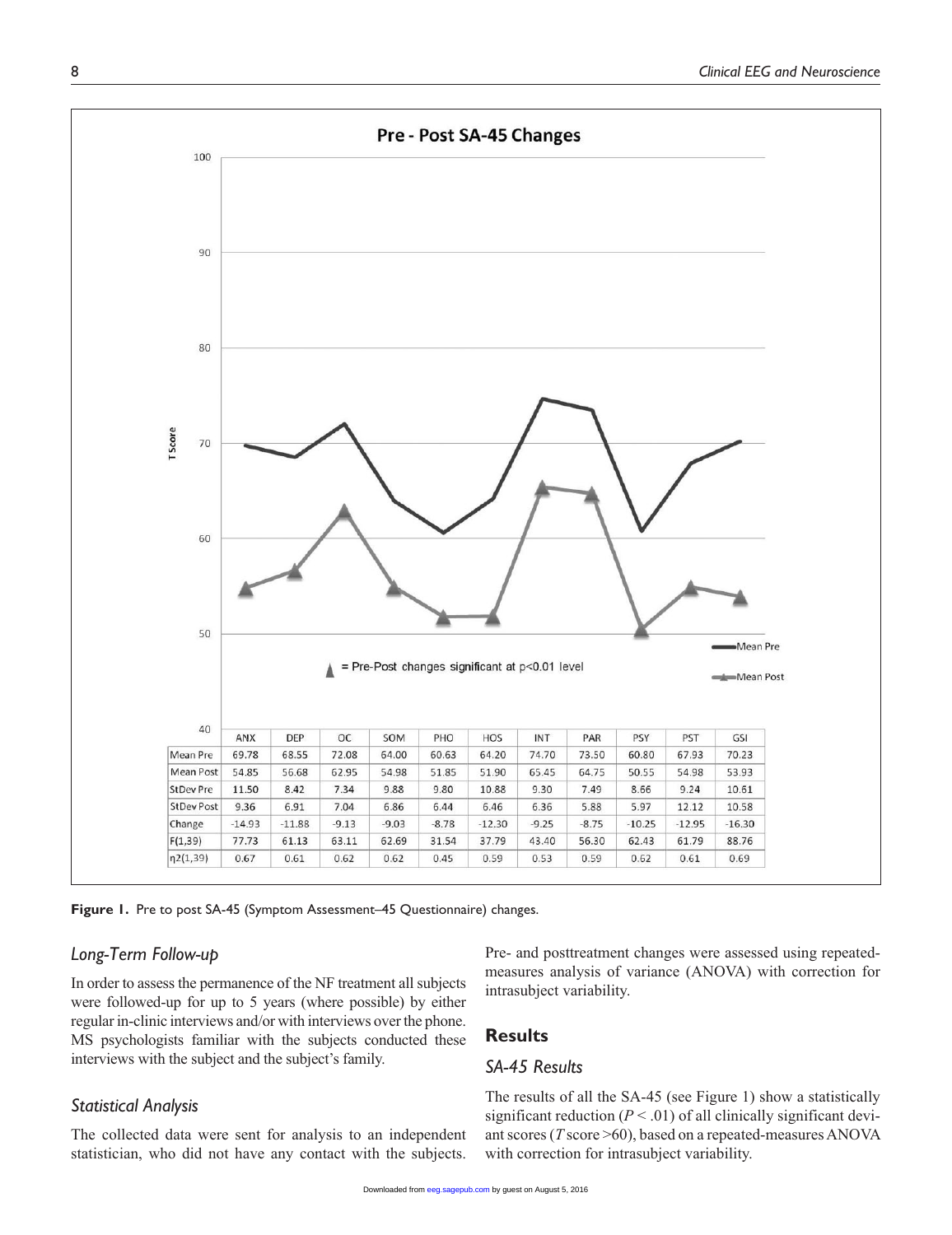**Pre - Post SA-45 Changes**

|  | ANX | DEP | OC | SOM | PHO | HOS | INT | PAR | PSY | PST | GSI |
|---|---|---|---|---|---|---|---|---|---|---|---|
| Mean Pre | 69.78 | 68.55 | 72.08 | 64.00 | 60.63 | 64.20 | 74.70 | 73.50 | 60.80 | 67.93 | 70.23 |
| Mean Post | 54.85 | 56.68 | 62.95 | 54.98 | 51.85 | 51.90 | 65.45 | 64.75 | 50.55 | 54.98 | 53.93 |
| StDev Pre | 11.50 | 8.42 | 7.34 | 9.88 | 9.80 | 10.88 | 9.30 | 7.49 | 8.66 | 9.24 | 10.61 |
| StDev Post | 9.36 | 6.91 | 7.04 | 6.86 | 6.44 | 6.46 | 6.36 | 5.88 | 5.97 | 12.12 | 10.58 |
| Change | -14.93 | -11.88 | -9.13 | -9.03 | -8.78 | -12.30 | -9.25 | -8.75 | -10.25 | -12.95 | -16.30 |
| F(1,39) | 77.73 | 61.13 | 63.11 | 62.69 | 31.54 | 37.79 | 43.40 | 56.30 | 62.43 | 61.79 | 88.76 |
| η2(1,39) | 0.67 | 0.61 | 0.62 | 0.62 | 0.45 | 0.59 | 0.53 | 0.59 | 0.62 | 0.61 | 0.69 |

▲ = Pre-Post changes significant at p<0.01 level

**Figure 1.** Pre to post SA-45 (Symptom Assessment–45 Questionnaire) changes.

### *Long-Term Follow-up*

In order to assess the permanence of the NF treatment all subjects were followed-up for up to 5 years (where possible) by either regular in-clinic interviews and/or with interviews over the phone. MS psychologists familiar with the subjects conducted these interviews with the subject and the subject's family.

### *Statistical Analysis*

The collected data were sent for analysis to an independent statistician, who did not have any contact with the subjects. Pre- and posttreatment changes were assessed using repeated-measures analysis of variance (ANOVA) with correction for intrasubject variability.

## Results

### *SA-45 Results*

The results of all the SA-45 (see Figure 1) show a statistically significant reduction ($P < .01$) of all clinically significant deviant scores ($T$ score >60), based on a repeated-measures ANOVA with correction for intrasubject variability.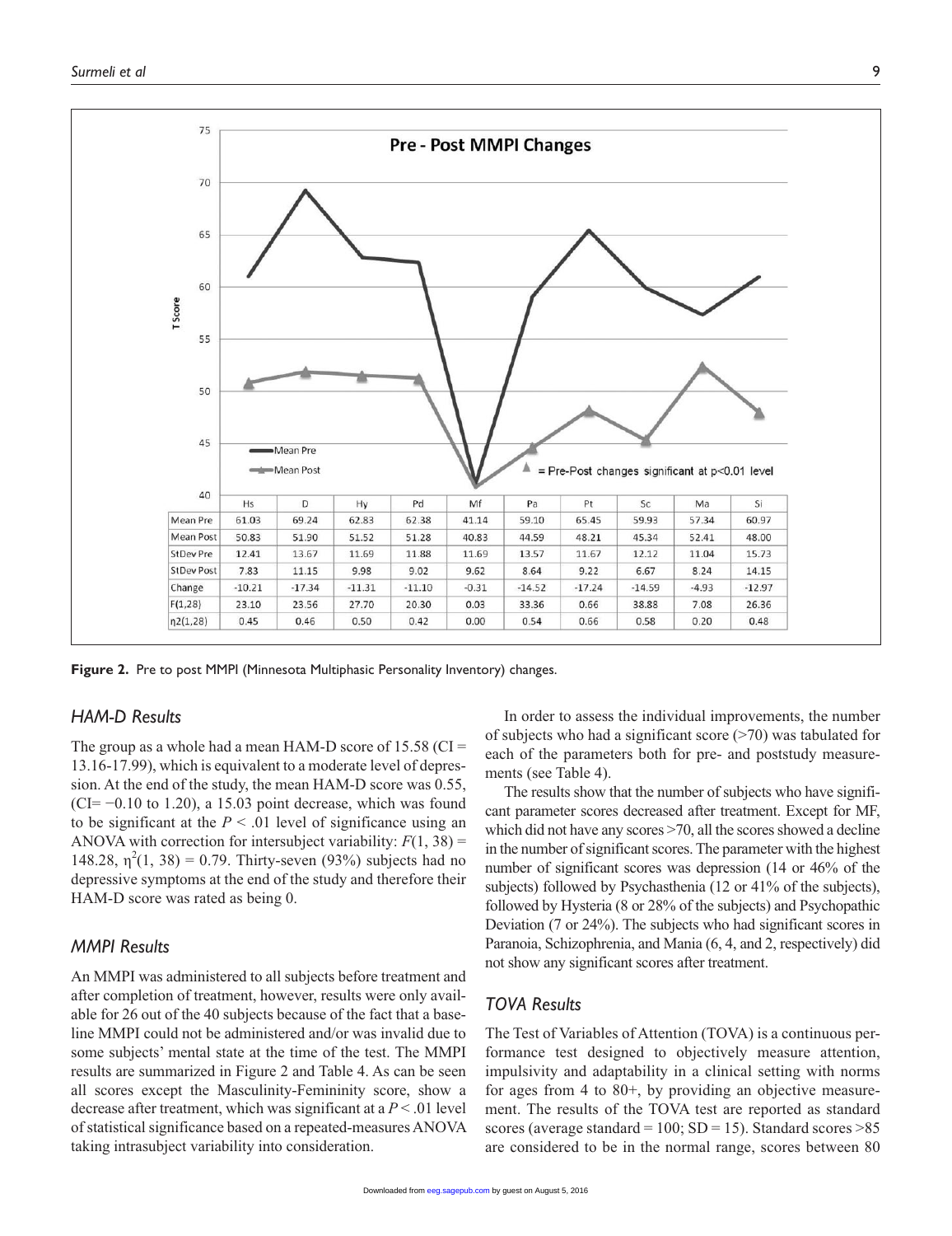| | Hs | D | Hy | Pd | Mf | Pa | Pt | Sc | Ma | Si |
|---|---|---|---|---|---|---|---|---|---|---|
| Mean Pre | 61.03 | 69.24 | 62.83 | 62.38 | 41.14 | 59.10 | 65.45 | 59.93 | 57.34 | 60.97 |
| Mean Post | 50.83 | 51.90 | 51.52 | 51.28 | 40.83 | 44.59 | 48.21 | 45.34 | 52.41 | 48.00 |
| StDev Pre | 12.41 | 13.67 | 11.69 | 11.88 | 11.69 | 13.57 | 11.67 | 12.12 | 11.04 | 15.73 |
| StDev Post | 7.83 | 11.15 | 9.98 | 9.02 | 9.62 | 8.64 | 9.22 | 6.67 | 8.24 | 14.15 |
| Change | -10.21 | -17.34 | -11.31 | -11.10 | -0.31 | -14.52 | -17.24 | -14.59 | -4.93 | -12.97 |
| F(1,28) | 23.10 | 23.56 | 27.70 | 20.30 | 0.03 | 33.36 | 0.66 | 38.88 | 7.08 | 26.36 |
| η2(1,28) | 0.45 | 0.46 | 0.50 | 0.42 | 0.00 | 0.54 | 0.66 | 0.58 | 0.20 | 0.48 |

**Figure 2.** Pre to post MMPI (Minnesota Multiphasic Personality Inventory) changes.

## HAM-D Results

The group as a whole had a mean HAM-D score of 15.58 (CI = 13.16-17.99), which is equivalent to a moderate level of depression. At the end of the study, the mean HAM-D score was 0.55, (CI= −0.10 to 1.20), a 15.03 point decrease, which was found to be significant at the $P < .01$ level of significance using an ANOVA with correction for intersubject variability: $F(1, 38) = 148.28$, $\eta^2(1, 38) = 0.79$. Thirty-seven (93%) subjects had no depressive symptoms at the end of the study and therefore their HAM-D score was rated as being 0.

## MMPI Results

An MMPI was administered to all subjects before treatment and after completion of treatment, however, results were only available for 26 out of the 40 subjects because of the fact that a baseline MMPI could not be administered and/or was invalid due to some subjects' mental state at the time of the test. The MMPI results are summarized in Figure 2 and Table 4. As can be seen all scores except the Masculinity-Femininity score, show a decrease after treatment, which was significant at a $P < .01$ level of statistical significance based on a repeated-measures ANOVA taking intrasubject variability into consideration.

In order to assess the individual improvements, the number of subjects who had a significant score (>70) was tabulated for each of the parameters both for pre- and poststudy measurements (see Table 4).

The results show that the number of subjects who have significant parameter scores decreased after treatment. Except for MF, which did not have any scores >70, all the scores showed a decline in the number of significant scores. The parameter with the highest number of significant scores was depression (14 or 46% of the subjects) followed by Psychasthenia (12 or 41% of the subjects), followed by Hysteria (8 or 28% of the subjects) and Psychopathic Deviation (7 or 24%). The subjects who had significant scores in Paranoia, Schizophrenia, and Mania (6, 4, and 2, respectively) did not show any significant scores after treatment.

## TOVA Results

The Test of Variables of Attention (TOVA) is a continuous performance test designed to objectively measure attention, impulsivity and adaptability in a clinical setting with norms for ages from 4 to 80+, by providing an objective measurement. The results of the TOVA test are reported as standard scores (average standard = 100; SD = 15). Standard scores >85 are considered to be in the normal range, scores between 80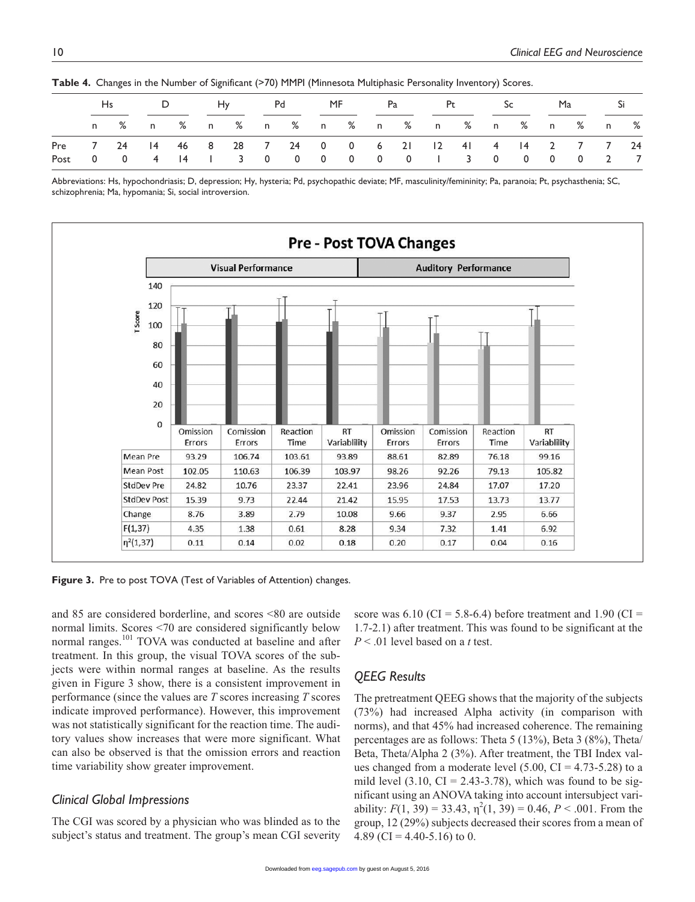**Table 4.** Changes in the Number of Significant (>70) MMPI (Minnesota Multiphasic Personality Inventory) Scores.

| | Hs | | D | | Hy | | Pd | | MF | | Pa | | Pt | | Sc | | Ma | | Si | |
|---|---|---|---|---|---|---|---|---|---|---|---|---|---|---|---|---|---|---|---|---|
| | n | % | n | % | n | % | n | % | n | % | n | % | n | % | n | % | n | % | n | % |
| Pre | 7 | 24 | 14 | 46 | 8 | 28 | 7 | 24 | 0 | 0 | 6 | 21 | 12 | 41 | 4 | 14 | 2 | 7 | 7 | 24 |
| Post | 0 | 0 | 4 | 14 | 1 | 3 | 0 | 0 | 0 | 0 | 0 | 0 | 1 | 3 | 0 | 0 | 0 | 0 | 2 | 7 |

Abbreviations: Hs, hypochondriasis; D, depression; Hy, hysteria; Pd, psychopathic deviate; MF, masculinity/femininity; Pa, paranoia; Pt, psychasthenia; SC, schizophrenia; Ma, hypomania; Si, social introversion.

**Pre - Post TOVA Changes**

| | Visual Performance | | | | Auditory Performance | | | |
|---|---|---|---|---|---|---|---|---|
| | Omission Errors | Comission Errors | Reaction Time | RT Variablility | Omission Errors | Comission Errors | Reaction Time | RT Variablility |
| Mean Pre | 93.29 | 106.74 | 103.61 | 93.89 | 88.61 | 82.89 | 76.18 | 99.16 |
| Mean Post | 102.05 | 110.63 | 106.39 | 103.97 | 98.26 | 92.26 | 79.13 | 105.82 |
| StdDev Pre | 24.82 | 10.76 | 23.37 | 22.41 | 23.96 | 24.84 | 17.07 | 17.20 |
| StdDev Post | 15.39 | 9.73 | 22.44 | 21.42 | 15.95 | 17.53 | 13.73 | 13.77 |
| Change | 8.76 | 3.89 | 2.79 | 10.08 | 9.66 | 9.37 | 2.95 | 6.66 |
| F(1,37) | 4.35 | 1.38 | 0.61 | 8.28 | 9.34 | 7.32 | 1.41 | 6.92 |
| $\eta^2(1,37)$ | 0.11 | 0.14 | 0.02 | 0.18 | 0.20 | 0.17 | 0.04 | 0.16 |

**Figure 3.** Pre to post TOVA (Test of Variables of Attention) changes.

and 85 are considered borderline, and scores <80 are outside normal limits. Scores <70 are considered significantly below normal ranges.[101] TOVA was conducted at baseline and after treatment. In this group, the visual TOVA scores of the subjects were within normal ranges at baseline. As the results given in Figure 3 show, there is a consistent improvement in performance (since the values are *T* scores increasing *T* scores indicate improved performance). However, this improvement was not statistically significant for the reaction time. The auditory values show increases that were more significant. What can also be observed is that the omission errors and reaction time variability show greater improvement.

## Clinical Global Impressions

The CGI was scored by a physician who was blinded as to the subject's status and treatment. The group's mean CGI severity score was 6.10 (CI = 5.8-6.4) before treatment and 1.90 (CI = 1.7-2.1) after treatment. This was found to be significant at the $P < .01$ level based on a *t* test.

## QEEG Results

The pretreatment QEEG shows that the majority of the subjects (73%) had increased Alpha activity (in comparison with norms), and that 45% had increased coherence. The remaining percentages are as follows: Theta 5 (13%), Beta 3 (8%), Theta/Beta, Theta/Alpha 2 (3%). After treatment, the TBI Index values changed from a moderate level (5.00, CI = 4.73-5.28) to a mild level (3.10, CI = 2.43-3.78), which was found to be significant using an ANOVA taking into account intersubject variability: $F(1, 39) = 33.43$, $\eta^2(1, 39) = 0.46$, $P < .001$. From the group, 12 (29%) subjects decreased their scores from a mean of 4.89 (CI = 4.40-5.16) to 0.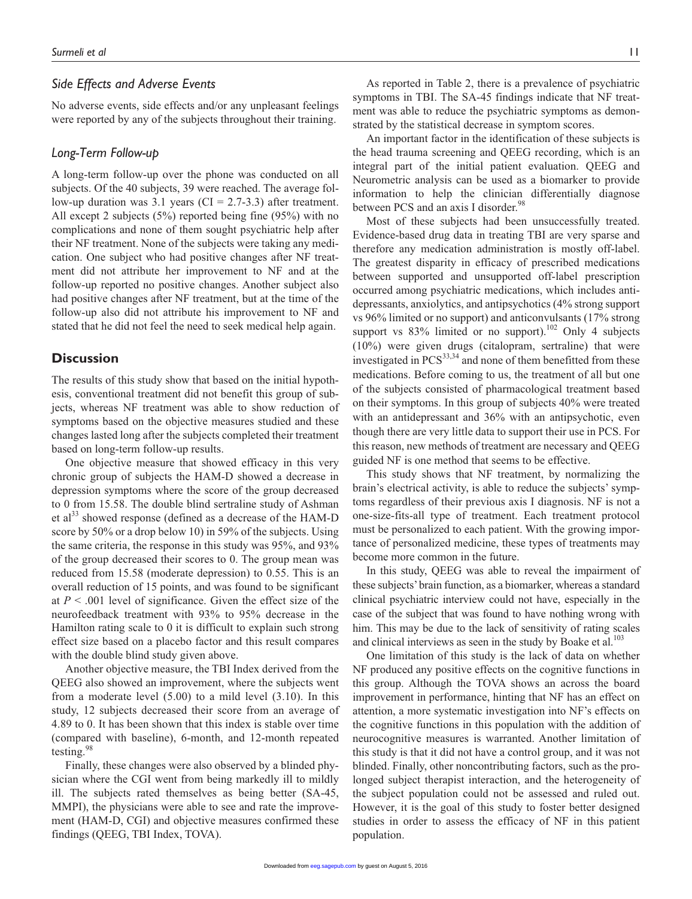### *Side Effects and Adverse Events*

No adverse events, side effects and/or any unpleasant feelings were reported by any of the subjects throughout their training.

### *Long-Term Follow-up*

A long-term follow-up over the phone was conducted on all subjects. Of the 40 subjects, 39 were reached. The average follow-up duration was 3.1 years (CI = 2.7-3.3) after treatment. All except 2 subjects (5%) reported being fine (95%) with no complications and none of them sought psychiatric help after their NF treatment. None of the subjects were taking any medication. One subject who had positive changes after NF treatment did not attribute her improvement to NF and at the follow-up reported no positive changes. Another subject also had positive changes after NF treatment, but at the time of the follow-up also did not attribute his improvement to NF and stated that he did not feel the need to seek medical help again.

## Discussion

The results of this study show that based on the initial hypothesis, conventional treatment did not benefit this group of subjects, whereas NF treatment was able to show reduction of symptoms based on the objective measures studied and these changes lasted long after the subjects completed their treatment based on long-term follow-up results.

One objective measure that showed efficacy in this very chronic group of subjects the HAM-D showed a decrease in depression symptoms where the score of the group decreased to 0 from 15.58. The double blind sertraline study of Ashman et al[33] showed response (defined as a decrease of the HAM-D score by 50% or a drop below 10) in 59% of the subjects. Using the same criteria, the response in this study was 95%, and 93% of the group decreased their scores to 0. The group mean was reduced from 15.58 (moderate depression) to 0.55. This is an overall reduction of 15 points, and was found to be significant at $P < .001$ level of significance. Given the effect size of the neurofeedback treatment with 93% to 95% decrease in the Hamilton rating scale to 0 it is difficult to explain such strong effect size based on a placebo factor and this result compares with the double blind study given above.

Another objective measure, the TBI Index derived from the QEEG also showed an improvement, where the subjects went from a moderate level (5.00) to a mild level (3.10). In this study, 12 subjects decreased their score from an average of 4.89 to 0. It has been shown that this index is stable over time (compared with baseline), 6-month, and 12-month repeated testing.[98]

Finally, these changes were also observed by a blinded physician where the CGI went from being markedly ill to mildly ill. The subjects rated themselves as being better (SA-45, MMPI), the physicians were able to see and rate the improvement (HAM-D, CGI) and objective measures confirmed these findings (QEEG, TBI Index, TOVA).

As reported in Table 2, there is a prevalence of psychiatric symptoms in TBI. The SA-45 findings indicate that NF treatment was able to reduce the psychiatric symptoms as demonstrated by the statistical decrease in symptom scores.

An important factor in the identification of these subjects is the head trauma screening and QEEG recording, which is an integral part of the initial patient evaluation. QEEG and Neurometric analysis can be used as a biomarker to provide information to help the clinician differentially diagnose between PCS and an axis I disorder.[98]

Most of these subjects had been unsuccessfully treated. Evidence-based drug data in treating TBI are very sparse and therefore any medication administration is mostly off-label. The greatest disparity in efficacy of prescribed medications between supported and unsupported off-label prescription occurred among psychiatric medications, which includes antidepressants, anxiolytics, and antipsychotics (4% strong support vs 96% limited or no support) and anticonvulsants (17% strong support vs 83% limited or no support).[102] Only 4 subjects (10%) were given drugs (citalopram, sertraline) that were investigated in PCS[33,34] and none of them benefitted from these medications. Before coming to us, the treatment of all but one of the subjects consisted of pharmacological treatment based on their symptoms. In this group of subjects 40% were treated with an antidepressant and 36% with an antipsychotic, even though there are very little data to support their use in PCS. For this reason, new methods of treatment are necessary and QEEG guided NF is one method that seems to be effective.

This study shows that NF treatment, by normalizing the brain's electrical activity, is able to reduce the subjects' symptoms regardless of their previous axis I diagnosis. NF is not a one-size-fits-all type of treatment. Each treatment protocol must be personalized to each patient. With the growing importance of personalized medicine, these types of treatments may become more common in the future.

In this study, QEEG was able to reveal the impairment of these subjects' brain function, as a biomarker, whereas a standard clinical psychiatric interview could not have, especially in the case of the subject that was found to have nothing wrong with him. This may be due to the lack of sensitivity of rating scales and clinical interviews as seen in the study by Boake et al.[103]

One limitation of this study is the lack of data on whether NF produced any positive effects on the cognitive functions in this group. Although the TOVA shows an across the board improvement in performance, hinting that NF has an effect on attention, a more systematic investigation into NF's effects on the cognitive functions in this population with the addition of neurocognitive measures is warranted. Another limitation of this study is that it did not have a control group, and it was not blinded. Finally, other noncontributing factors, such as the prolonged subject therapist interaction, and the heterogeneity of the subject population could not be assessed and ruled out. However, it is the goal of this study to foster better designed studies in order to assess the efficacy of NF in this patient population.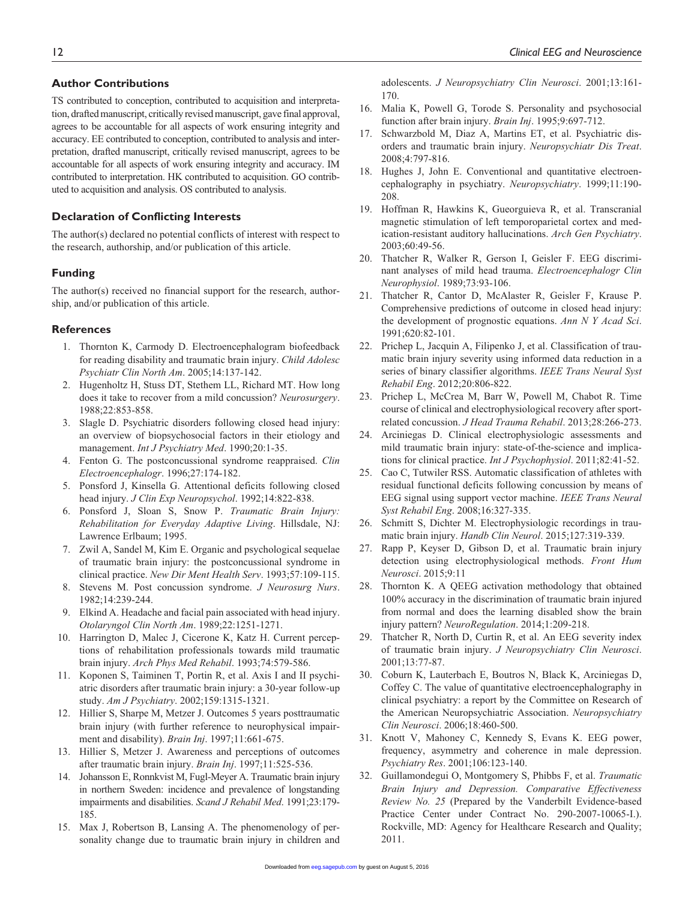## Author Contributions

TS contributed to conception, contributed to acquisition and interpretation, drafted manuscript, critically revised manuscript, gave final approval, agrees to be accountable for all aspects of work ensuring integrity and accuracy. EE contributed to conception, contributed to analysis and interpretation, drafted manuscript, critically revised manuscript, agrees to be accountable for all aspects of work ensuring integrity and accuracy. IM contributed to interpretation. HK contributed to acquisition. GO contributed to acquisition and analysis. OS contributed to analysis.

## Declaration of Conflicting Interests

The author(s) declared no potential conflicts of interest with respect to the research, authorship, and/or publication of this article.

## Funding

The author(s) received no financial support for the research, authorship, and/or publication of this article.

## References

1. Thornton K, Carmody D. Electroencephalogram biofeedback for reading disability and traumatic brain injury. *Child Adolesc Psychiatr Clin North Am*. 2005;14:137-142.
2. Hugenholtz H, Stuss DT, Stethem LL, Richard MT. How long does it take to recover from a mild concussion? *Neurosurgery*. 1988;22:853-858.
3. Slagle D. Psychiatric disorders following closed head injury: an overview of biopsychosocial factors in their etiology and management. *Int J Psychiatry Med*. 1990;20:1-35.
4. Fenton G. The postconcussional syndrome reappraised. *Clin Electroencephalogr*. 1996;27:174-182.
5. Ponsford J, Kinsella G. Attentional deficits following closed head injury. *J Clin Exp Neuropsychol*. 1992;14:822-838.
6. Ponsford J, Sloan S, Snow P. *Traumatic Brain Injury: Rehabilitation for Everyday Adaptive Living*. Hillsdale, NJ: Lawrence Erlbaum; 1995.
7. Zwil A, Sandel M, Kim E. Organic and psychological sequelae of traumatic brain injury: the postconcussional syndrome in clinical practice. *New Dir Ment Health Serv*. 1993;57:109-115.
8. Stevens M. Post concussion syndrome. *J Neurosurg Nurs*. 1982;14:239-244.
9. Elkind A. Headache and facial pain associated with head injury. *Otolaryngol Clin North Am*. 1989;22:1251-1271.
10. Harrington D, Malec J, Cicerone K, Katz H. Current perceptions of rehabilitation professionals towards mild traumatic brain injury. *Arch Phys Med Rehabil*. 1993;74:579-586.
11. Koponen S, Taiminen T, Portin R, et al. Axis I and II psychiatric disorders after traumatic brain injury: a 30-year follow-up study. *Am J Psychiatry*. 2002;159:1315-1321.
12. Hillier S, Sharpe M, Metzer J. Outcomes 5 years posttraumatic brain injury (with further reference to neurophysical impairment and disability). *Brain Inj*. 1997;11:661-675.
13. Hillier S, Metzer J. Awareness and perceptions of outcomes after traumatic brain injury. *Brain Inj*. 1997;11:525-536.
14. Johansson E, Ronnkvist M, Fugl-Meyer A. Traumatic brain injury in northern Sweden: incidence and prevalence of longstanding impairments and disabilities. *Scand J Rehabil Med*. 1991;23:179-185.
15. Max J, Robertson B, Lansing A. The phenomenology of personality change due to traumatic brain injury in children and adolescents. *J Neuropsychiatry Clin Neurosci*. 2001;13:161-170.
16. Malia K, Powell G, Torode S. Personality and psychosocial function after brain injury. *Brain Inj*. 1995;9:697-712.
17. Schwarzbold M, Diaz A, Martins ET, et al. Psychiatric disorders and traumatic brain injury. *Neuropsychiatr Dis Treat*. 2008;4:797-816.
18. Hughes J, John E. Conventional and quantitative electroencephalography in psychiatry. *Neuropsychiatry*. 1999;11:190-208.
19. Hoffman R, Hawkins K, Gueorguieva R, et al. Transcranial magnetic stimulation of left temporoparietal cortex and medication-resistant auditory hallucinations. *Arch Gen Psychiatry*. 2003;60:49-56.
20. Thatcher R, Walker R, Gerson I, Geisler F. EEG discriminant analyses of mild head trauma. *Electroencephalogr Clin Neurophysiol*. 1989;73:93-106.
21. Thatcher R, Cantor D, McAlaster R, Geisler F, Krause P. Comprehensive predictions of outcome in closed head injury: the development of prognostic equations. *Ann N Y Acad Sci*. 1991;620:82-101.
22. Prichep L, Jacquin A, Filipenko J, et al. Classification of traumatic brain injury severity using informed data reduction in a series of binary classifier algorithms. *IEEE Trans Neural Syst Rehabil Eng*. 2012;20:806-822.
23. Prichep L, McCrea M, Barr W, Powell M, Chabot R. Time course of clinical and electrophysiological recovery after sport-related concussion. *J Head Trauma Rehabil*. 2013;28:266-273.
24. Arciniegas D. Clinical electrophysiologic assessments and mild traumatic brain injury: state-of-the-science and implications for clinical practice. *Int J Psychophysiol*. 2011;82:41-52.
25. Cao C, Tutwiler RSS. Automatic classification of athletes with residual functional deficits following concussion by means of EEG signal using support vector machine. *IEEE Trans Neural Syst Rehabil Eng*. 2008;16:327-335.
26. Schmitt S, Dichter M. Electrophysiologic recordings in traumatic brain injury. *Handb Clin Neurol*. 2015;127:319-339.
27. Rapp P, Keyser D, Gibson D, et al. Traumatic brain injury detection using electrophysiological methods. *Front Hum Neurosci*. 2015;9:11
28. Thornton K. A QEEG activation methodology that obtained 100% accuracy in the discrimination of traumatic brain injured from normal and does the learning disabled show the brain injury pattern? *NeuroRegulation*. 2014;1:209-218.
29. Thatcher R, North D, Curtin R, et al. An EEG severity index of traumatic brain injury. *J Neuropsychiatry Clin Neurosci*. 2001;13:77-87.
30. Coburn K, Lauterbach E, Boutros N, Black K, Arciniegas D, Coffey C. The value of quantitative electroencephalography in clinical psychiatry: a report by the Committee on Research of the American Neuropsychiatric Association. *Neuropsychiatry Clin Neurosci*. 2006;18:460-500.
31. Knott V, Mahoney C, Kennedy S, Evans K. EEG power, frequency, asymmetry and coherence in male depression. *Psychiatry Res*. 2001;106:123-140.
32. Guillamondegui O, Montgomery S, Phibbs F, et al. *Traumatic Brain Injury and Depression. Comparative Effectiveness Review No. 25* (Prepared by the Vanderbilt Evidence-based Practice Center under Contract No. 290-2007-10065-I.). Rockville, MD: Agency for Healthcare Research and Quality; 2011.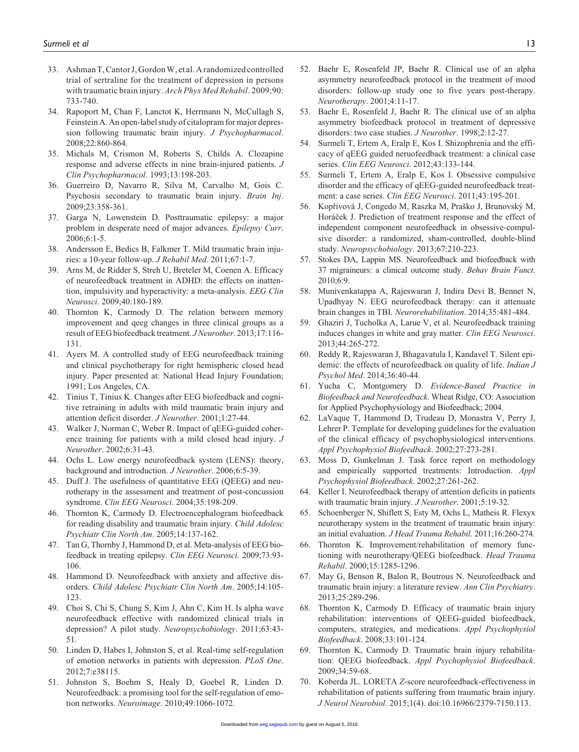33. Ashman T, Cantor J, Gordon W, et al. A randomized controlled trial of sertraline for the treatment of depression in persons with traumatic brain injury. *Arch Phys Med Rehabil*. 2009;90:733-740.
34. Rapoport M, Chan F, Lanctot K, Herrmann N, McCullagh S, Feinstein A. An open-label study of citalopram for major depression following traumatic brain injury. *J Psychopharmacol*. 2008;22:860-864.
35. Michals M, Crismon M, Roberts S, Childs A. Clozapine response and adverse effects in nine brain-injured patients. *J Clin Psychopharmacol*. 1993;13:198-203.
36. Guerreiro D, Navarro R, Silva M, Carvalho M, Gois C. Psychosis secondary to traumatic brain injury. *Brain Inj*. 2009;23:358-361.
37. Garga N, Lowenstein D. Posttraumatic epilepsy: a major problem in desperate need of major advances. *Epilepsy Curr*. 2006;6:1-5.
38. Andersson E, Bedics B, Falkmer T. Mild traumatic brain injuries: a 10-year follow-up. *J Rehabil Med*. 2011;67:1-7.
39. Arns M, de Ridder S, Streh U, Breteler M, Coenen A. Efficacy of neurofeedback treatment in ADHD: the effects on inattention, impulsivity and hyperactivity: a meta-analysis. *EEG Clin Neurosci*. 2009;40:180-189.
40. Thornton K, Carmody D. The relation between memory improvement and qeeg changes in three clinical groups as a result of EEG biofeedback treatment. *J Neurother*. 2013;17:116-131.
41. Ayers M. A controlled study of EEG neurofeedback training and clinical psychotherapy for right hemispheric closed head injury. Paper presented at: National Head Injury Foundation; 1991; Los Angeles, CA.
42. Tinius T, Tinius K. Changes after EEG biofeedback and cognitive retraining in adults with mild traumatic brain injury and attention deficit disorder. *J Neurother*. 2001;1:27-44.
43. Walker J, Norman C, Weber R. Impact of qEEG-guided coherence training for patients with a mild closed head injury. *J Neurother*. 2002;6:31-43.
44. Ochs L. Low energy neurofeedback system (LENS): theory, background and introduction. *J Neurother*. 2006;6:5-39.
45. Duff J. The usefulness of quantitative EEG (QEEG) and neurotherapy in the assessment and treatment of post-concussion syndrome. *Clin EEG Neurosci*. 2004;35:198-209.
46. Thornton K, Carmody D. Electroencephalogram biofeedback for reading disability and traumatic brain injury. *Child Adolesc Psychiatr Clin North Am*. 2005;14:137-162.
47. Tan G, Thornby J, Hammond D, et al. Meta-analysis of EEG biofeedback in treating epilepsy. *Clin EEG Neurosci*. 2009;73:93-106.
48. Hammond D. Neurofeedback with anxiety and affective disorders. *Child Adolesc Psychiatr Clin North Am*. 2005;14:105-123.
49. Choi S, Chi S, Chung S, Kim J, Ahn C, Kim H. Is alpha wave neurofeedback effective with randomized clinical trials in depression? A pilot study. *Neuropsychobiology*. 2011;63:43-51.
50. Linden D, Habes I, Johnston S, et al. Real-time self-regulation of emotion networks in patients with depression. *PLoS One*. 2012;7:e38115.
51. Johnston S, Boehm S, Healy D, Goebel R, Linden D. Neurofeedback: a promising tool for the self-regulation of emotion networks. *Neuroimage*. 2010;49:1066-1072.
52. Baehr E, Rosenfeld JP, Baehr R. Clinical use of an alpha asymmetry neurofeedback protocol in the treatment of mood disorders: follow-up study one to five years post-therapy. *Neurotherapy*. 2001;4:11-17.
53. Baehr E, Rosenfeld J, Baehr R. The clinical use of an alpha asymmetry biofeedback protocol in treatment of depressive disorders: two case studies. *J Neurother*. 1998;2:12-27.
54. Surmeli T, Ertem A, Eralp E, Kos I. Shizophrenia and the efficacy of qEEG guided neruofeedback treatment: a clinical case series. *Clin EEG Neurosci*. 2012;43:133-144.
55. Surmeli T, Ertem A, Eralp E, Kos I. Obsessive compulsive disorder and the efficacy of qEEG-guided neurofeedback treatment: a case series. *Clin EEG Neurosci*. 2011;43:195-201.
56. Kopřivová J, Congedo M, Raszka M, Praško J, Brunovský M, Horáček J. Prediction of treatment response and the effect of independent component neurofeedback in obsessive-compulsive disorder: a randomized, sham-controlled, double-blind study. *Neuropsychobiology*. 2013;67:210-223.
57. Stokes DA, Lappin MS. Neurofeedback and biofeedback with 37 migraineurs: a clinical outcome study. *Behav Brain Funct*. 2010;6:9.
58. Munivenkatappa A, Rajeswaran J, Indira Devi B, Bennet N, Upadhyay N. EEG neurofeedback therapy: can it attenuate brain changes in TBI. *Neurorehabilitation*. 2014;35:481-484.
59. Ghaziri J, Tucholka A, Larue V, et al. Neurofeedback training induces changes in white and gray matter. *Clin EEG Neurosci*. 2013;44:265-272.
60. Reddy R, Rajeswaran J, Bhagavatula I, Kandavel T. Silent epidemic: the effects of neurofeedback on quality of life. *Indian J Psychol Med*. 2014;36:40-44.
61. Yucha C, Montgomery D. *Evidence-Based Practice in Biofeedback and Neurofeedback*. Wheat Ridge, CO: Association for Applied Psychophysiology and Biofeedback; 2004.
62. LaVaque T, Hammond D, Trudeau D, Monastra V, Perry J, Lehrer P. Template for developing guidelines for the evaluation of the clinical efficacy of psychophysiological interventions. *Appl Psychophysiol Biofeedback*. 2002;27:273-281.
63. Moss D, Gunkelman J. Task force report on methodology and empirically supported treatments: Introduction. *Appl Psychophysiol Biofeedback*. 2002;27:261-262.
64. Keller I. Neurofeedback therapy of attention deficits in patients with traumatic brain injury. *J Neurother*. 2001;5:19-32.
65. Schoenberger N, Shiflett S, Esty M, Ochs L, Matheis R. Flexyx neurotherapy system in the treatment of traumatic brain injury: an initial evaluation. *J Head Trauma Rehabil*. 2011;16:260-274.
66. Thornton K. Improvement/rehabilitation of memory functioning with neurotherapy/QEEG biofeedback. *Head Trauma Rehabil*. 2000;15:1285-1296.
67. May G, Benson R, Balon R, Boutrous N. Neurofeedback and traumatic brain injury: a literature review. *Ann Clin Psychiatry*. 2013;25:289-296.
68. Thornton K, Carmody D. Efficacy of traumatic brain injury rehabilitation: interventions of QEEG-guided biofeedback, computers, strategies, and medications. *Appl Psychophysiol Biofeedback*. 2008;33:101-124.
69. Thornton K, Carmody D. Traumatic brain injury rehabilitation: QEEG biofeedback. *Appl Psychophysiol Biofeedback*. 2009;34:59-68.
70. Koberda JL. LORETA Z-score neurofeedback-effectiveness in rehabilitation of patients suffering from traumatic brain injury. *J Neurol Neurobiol*. 2015;1(4). doi:10.16966/2379-7150.113.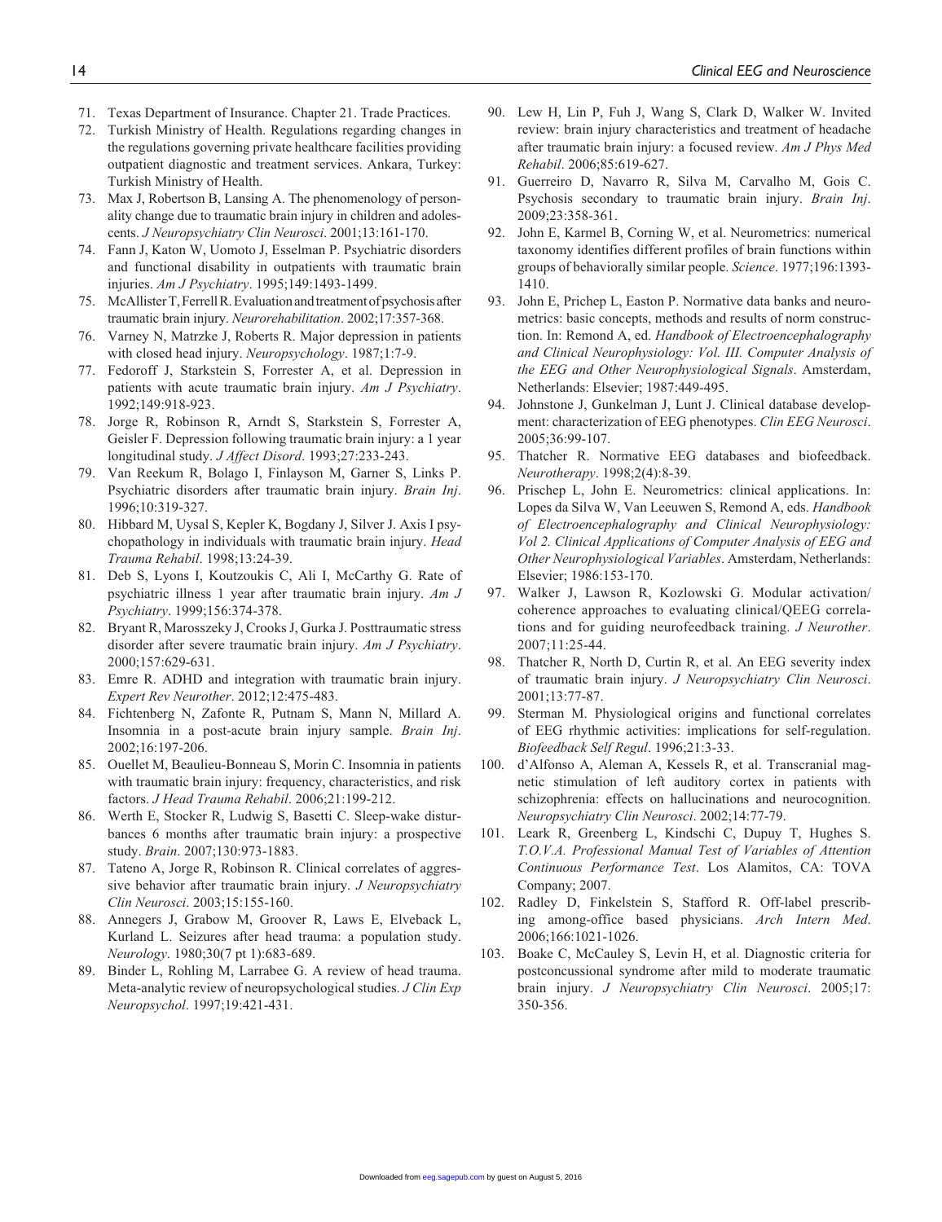71. Texas Department of Insurance. Chapter 21. Trade Practices.
72. Turkish Ministry of Health. Regulations regarding changes in the regulations governing private healthcare facilities providing outpatient diagnostic and treatment services. Ankara, Turkey: Turkish Ministry of Health.
73. Max J, Robertson B, Lansing A. The phenomenology of personality change due to traumatic brain injury in children and adolescents. *J Neuropsychiatry Clin Neurosci*. 2001;13:161-170.
74. Fann J, Katon W, Uomoto J, Esselman P. Psychiatric disorders and functional disability in outpatients with traumatic brain injuries. *Am J Psychiatry*. 1995;149:1493-1499.
75. McAllister T, Ferrell R. Evaluation and treatment of psychosis after traumatic brain injury. *Neurorehabilitation*. 2002;17:357-368.
76. Varney N, Matrzke J, Roberts R. Major depression in patients with closed head injury. *Neuropsychology*. 1987;1:7-9.
77. Fedoroff J, Starkstein S, Forrester A, et al. Depression in patients with acute traumatic brain injury. *Am J Psychiatry*. 1992;149:918-923.
78. Jorge R, Robinson R, Arndt S, Starkstein S, Forrester A, Geisler F. Depression following traumatic brain injury: a 1 year longitudinal study. *J Affect Disord*. 1993;27:233-243.
79. Van Reekum R, Bolago I, Finlayson M, Garner S, Links P. Psychiatric disorders after traumatic brain injury. *Brain Inj*. 1996;10:319-327.
80. Hibbard M, Uysal S, Kepler K, Bogdany J, Silver J. Axis I psychopathology in individuals with traumatic brain injury. *Head Trauma Rehabil*. 1998;13:24-39.
81. Deb S, Lyons I, Koutzoukis C, Ali I, McCarthy G. Rate of psychiatric illness 1 year after traumatic brain injury. *Am J Psychiatry*. 1999;156:374-378.
82. Bryant R, Marosszeky J, Crooks J, Gurka J. Posttraumatic stress disorder after severe traumatic brain injury. *Am J Psychiatry*. 2000;157:629-631.
83. Emre R. ADHD and integration with traumatic brain injury. *Expert Rev Neurother*. 2012;12:475-483.
84. Fichtenberg N, Zafonte R, Putnam S, Mann N, Millard A. Insomnia in a post-acute brain injury sample. *Brain Inj*. 2002;16:197-206.
85. Ouellet M, Beaulieu-Bonneau S, Morin C. Insomnia in patients with traumatic brain injury: frequency, characteristics, and risk factors. *J Head Trauma Rehabil*. 2006;21:199-212.
86. Werth E, Stocker R, Ludwig S, Basetti C. Sleep-wake disturbances 6 months after traumatic brain injury: a prospective study. *Brain*. 2007;130:973-1883.
87. Tateno A, Jorge R, Robinson R. Clinical correlates of aggressive behavior after traumatic brain injury. *J Neuropsychiatry Clin Neurosci*. 2003;15:155-160.
88. Annegers J, Grabow M, Groover R, Laws E, Elveback L, Kurland L. Seizures after head trauma: a population study. *Neurology*. 1980;30(7 pt 1):683-689.
89. Binder L, Rohling M, Larrabee G. A review of head trauma. Meta-analytic review of neuropsychological studies. *J Clin Exp Neuropsychol*. 1997;19:421-431.
90. Lew H, Lin P, Fuh J, Wang S, Clark D, Walker W. Invited review: brain injury characteristics and treatment of headache after traumatic brain injury: a focused review. *Am J Phys Med Rehabil*. 2006;85:619-627.
91. Guerreiro D, Navarro R, Silva M, Carvalho M, Gois C. Psychosis secondary to traumatic brain injury. *Brain Inj*. 2009;23:358-361.
92. John E, Karmel B, Corning W, et al. Neurometrics: numerical taxonomy identifies different profiles of brain functions within groups of behaviorally similar people. *Science*. 1977;196:1393-1410.
93. John E, Prichep L, Easton P. Normative data banks and neurometrics: basic concepts, methods and results of norm construction. In: Remond A, ed. *Handbook of Electroencephalography and Clinical Neurophysiology: Vol. III. Computer Analysis of the EEG and Other Neurophysiological Signals*. Amsterdam, Netherlands: Elsevier; 1987:449-495.
94. Johnstone J, Gunkelman J, Lunt J. Clinical database development: characterization of EEG phenotypes. *Clin EEG Neurosci*. 2005;36:99-107.
95. Thatcher R. Normative EEG databases and biofeedback. *Neurotherapy*. 1998;2(4):8-39.
96. Prischep L, John E. Neurometrics: clinical applications. In: Lopes da Silva W, Van Leeuwen S, Remond A, eds. *Handbook of Electroencephalography and Clinical Neurophysiology: Vol 2. Clinical Applications of Computer Analysis of EEG and Other Neurophysiological Variables*. Amsterdam, Netherlands: Elsevier; 1986:153-170.
97. Walker J, Lawson R, Kozlowski G. Modular activation/coherence approaches to evaluating clinical/QEEG correlations and for guiding neurofeedback training. *J Neurother*. 2007;11:25-44.
98. Thatcher R, North D, Curtin R, et al. An EEG severity index of traumatic brain injury. *J Neuropsychiatry Clin Neurosci*. 2001;13:77-87.
99. Sterman M. Physiological origins and functional correlates of EEG rhythmic activities: implications for self-regulation. *Biofeedback Self Regul*. 1996;21:3-33.
100. d'Alfonso A, Aleman A, Kessels R, et al. Transcranial magnetic stimulation of left auditory cortex in patients with schizophrenia: effects on hallucinations and neurocognition. *Neuropsychiatry Clin Neurosci*. 2002;14:77-79.
101. Leark R, Greenberg L, Kindschi C, Dupuy T, Hughes S. *T.O.V.A. Professional Manual Test of Variables of Attention Continuous Performance Test*. Los Alamitos, CA: TOVA Company; 2007.
102. Radley D, Finkelstein S, Stafford R. Off-label prescribing among-office based physicians. *Arch Intern Med*. 2006;166:1021-1026.
103. Boake C, McCauley S, Levin H, et al. Diagnostic criteria for postconcussional syndrome after mild to moderate traumatic brain injury. *J Neuropsychiatry Clin Neurosci*. 2005;17:350-356.